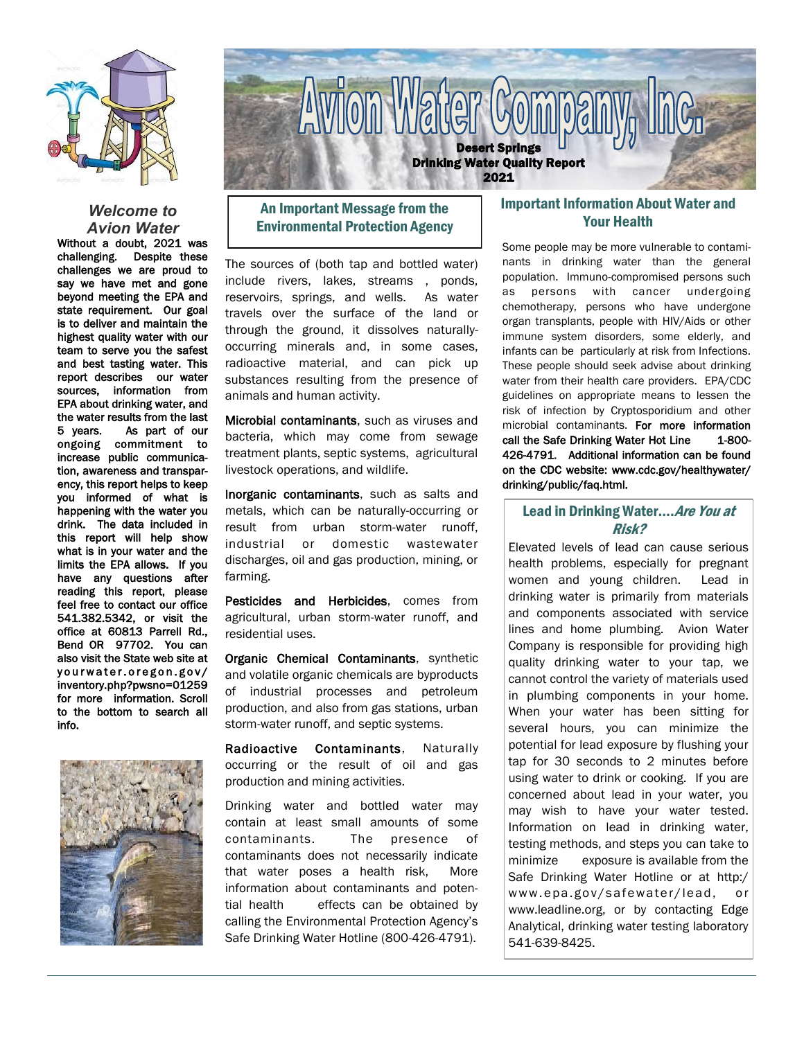# Avion Water Company, Inc.

**Desert Springs**
**Drinking Water Quality Report**
**2021**

## *Welcome to Avion Water*

**Without a doubt, 2021 was challenging. Despite these challenges we are proud to say we have met and gone beyond meeting the EPA and state requirement. Our goal is to deliver and maintain the highest quality water with our team to serve you the safest and best tasting water. This report describes our water sources, information from EPA about drinking water, and the water results from the last 5 years. As part of our ongoing commitment to increase public communication, awareness and transparency, this report helps to keep you informed of what is happening with the water you drink. The data included in this report will help show what is in your water and the limits the EPA allows. If you have any questions after reading this report, please feel free to contact our office 541.382.5342, or visit the office at 60813 Parrell Rd., Bend OR 97702. You can also visit the State web site at yourwater.oregon.gov/inventory.php?pwsno=01259 for more information. Scroll to the bottom to search all info.**

## An Important Message from the Environmental Protection Agency

The sources of (both tap and bottled water) include rivers, lakes, streams , ponds, reservoirs, springs, and wells. As water travels over the surface of the land or through the ground, it dissolves naturally-occurring minerals and, in some cases, radioactive material, and can pick up substances resulting from the presence of animals and human activity.

**Microbial contaminants**, such as viruses and bacteria, which may come from sewage treatment plants, septic systems, agricultural livestock operations, and wildlife.

**Inorganic contaminants**, such as salts and metals, which can be naturally-occurring or result from urban storm-water runoff, industrial or domestic wastewater discharges, oil and gas production, mining, or farming.

**Pesticides and Herbicides**, comes from agricultural, urban storm-water runoff, and residential uses.

**Organic Chemical Contaminants**, synthetic and volatile organic chemicals are byproducts of industrial processes and petroleum production, and also from gas stations, urban storm-water runoff, and septic systems.

**Radioactive Contaminants**, Naturally occurring or the result of oil and gas production and mining activities.

Drinking water and bottled water may contain at least small amounts of some contaminants. The presence of contaminants does not necessarily indicate that water poses a health risk, More information about contaminants and potential health effects can be obtained by calling the Environmental Protection Agency's Safe Drinking Water Hotline (800-426-4791).

## Important Information About Water and Your Health

Some people may be more vulnerable to contaminants in drinking water than the general population. Immuno-compromised persons such as persons with cancer undergoing chemotherapy, persons who have undergone organ transplants, people with HIV/Aids or other immune system disorders, some elderly, and infants can be particularly at risk from Infections. These people should seek advise about drinking water from their health care providers. EPA/CDC guidelines on appropriate means to lessen the risk of infection by Cryptosporidium and other microbial contaminants. **For more information call the Safe Drinking Water Hot Line 1-800-426-4791. Additional information can be found on the CDC website: www.cdc.gov/healthywater/drinking/public/faq.html.**

## Lead in Drinking Water....*Are You at Risk?*

Elevated levels of lead can cause serious health problems, especially for pregnant women and young children. Lead in drinking water is primarily from materials and components associated with service lines and home plumbing. Avion Water Company is responsible for providing high quality drinking water to your tap, we cannot control the variety of materials used in plumbing components in your home. When your water has been sitting for several hours, you can minimize the potential for lead exposure by flushing your tap for 30 seconds to 2 minutes before using water to drink or cooking. If you are concerned about lead in your water, you may wish to have your water tested. Information on lead in drinking water, testing methods, and steps you can take to minimize exposure is available from the Safe Drinking Water Hotline or at http:/www.epa.gov/safewater/lead, or www.leadline.org, or by contacting Edge Analytical, drinking water testing laboratory 541-639-8425.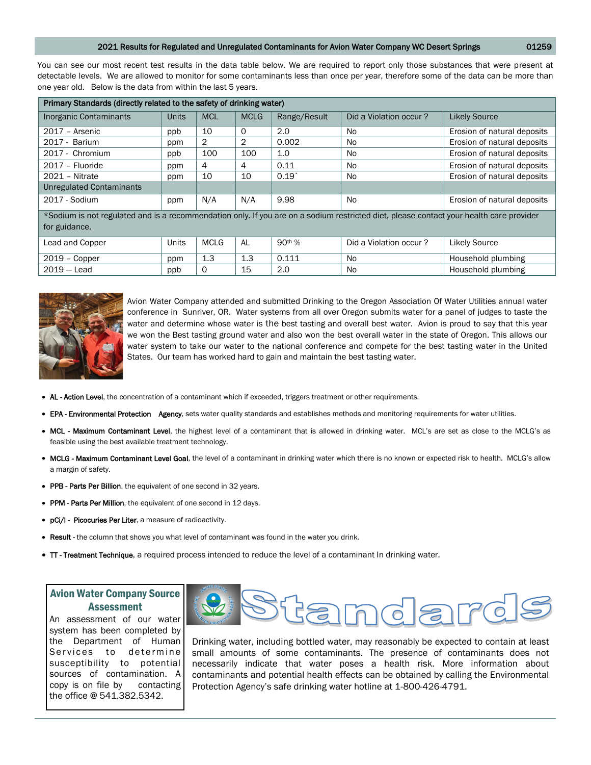## 2021 Results for Regulated and Unregulated Contaminants for Avion Water Company WC Desert Springs 01259

You can see our most recent test results in the data table below. We are required to report only those substances that were present at detectable levels. We are allowed to monitor for some contaminants less than once per year, therefore some of the data can be more than one year old. Below is the data from within the last 5 years.

| Primary Standards (directly related to the safety of drinking water) | | | | | | |
|---|---|---|---|---|---|---|
| Inorganic Contaminants | Units | MCL | MCLG | Range/Result | Did a Violation occur ? | Likely Source |
| 2017 – Arsenic | ppb | 10 | 0 | 2.0 | No | Erosion of natural deposits |
| 2017 - Barium | ppm | 2 | 2 | 0.002 | No | Erosion of natural deposits |
| 2017 - Chromium | ppb | 100 | 100 | 1.0 | No | Erosion of natural deposits |
| 2017 – Fluoride | ppm | 4 | 4 | 0.11 | No | Erosion of natural deposits |
| 2021 – Nitrate | ppm | 10 | 10 | 0.19` | No | Erosion of natural deposits |
| Unregulated Contaminants | | | | | | |
| 2017 - Sodium | ppm | N/A | N/A | 9.98 | No | Erosion of natural deposits |
| *Sodium is not regulated and is a recommendation only. If you are on a sodium restricted diet, please contact your health care provider for guidance. | | | | | | |
| Lead and Copper | Units | MCLG | AL | 90th % | Did a Violation occur ? | Likely Source |
| 2019 – Copper | ppm | 1.3 | 1.3 | 0.111 | No | Household plumbing |
| 2019 — Lead | ppb | 0 | 15 | 2.0 | No | Household plumbing |

Avion Water Company attended and submitted Drinking to the Oregon Association Of Water Utilities annual water conference in Sunriver, OR. Water systems from all over Oregon submits water for a panel of judges to taste the water and determine whose water is the best tasting and overall best water. Avion is proud to say that this year we won the Best tasting ground water and also won the best overall water in the state of Oregon. This allows our water system to take our water to the national conference and compete for the best tasting water in the United States. Our team has worked hard to gain and maintain the best tasting water.

- **AL - Action Level**, the concentration of a contaminant which if exceeded, triggers treatment or other requirements.
- **EPA - Environmental Protection Agency**, sets water quality standards and establishes methods and monitoring requirements for water utilities.
- **MCL - Maximum Contaminant Level**, the highest level of a contaminant that is allowed in drinking water. MCL's are set as close to the MCLG's as feasible using the best available treatment technology.
- **MCLG - Maximum Contaminant Level Goal**, the level of a contaminant in drinking water which there is no known or expected risk to health. MCLG's allow a margin of safety.
- **PPB - Parts Per Billion**. the equivalent of one second in 32 years.
- **PPM - Parts Per Million**, the equivalent of one second in 12 days.
- **pCi/l - Picocuries Per Liter**, a measure of radioactivity.
- **Result** - the column that shows you what level of contaminant was found in the water you drink.
- **TT - Treatment Technique**, a required process intended to reduce the level of a contaminant In drinking water.

### Avion Water Company Source Assessment

An assessment of our water system has been completed by the Department of Human Services to determine susceptibility to potential sources of contamination. A copy is on file by contacting the office @ 541.382.5342.

## Standards

Drinking water, including bottled water, may reasonably be expected to contain at least small amounts of some contaminants. The presence of contaminants does not necessarily indicate that water poses a health risk. More information about contaminants and potential health effects can be obtained by calling the Environmental Protection Agency's safe drinking water hotline at 1-800-426-4791.